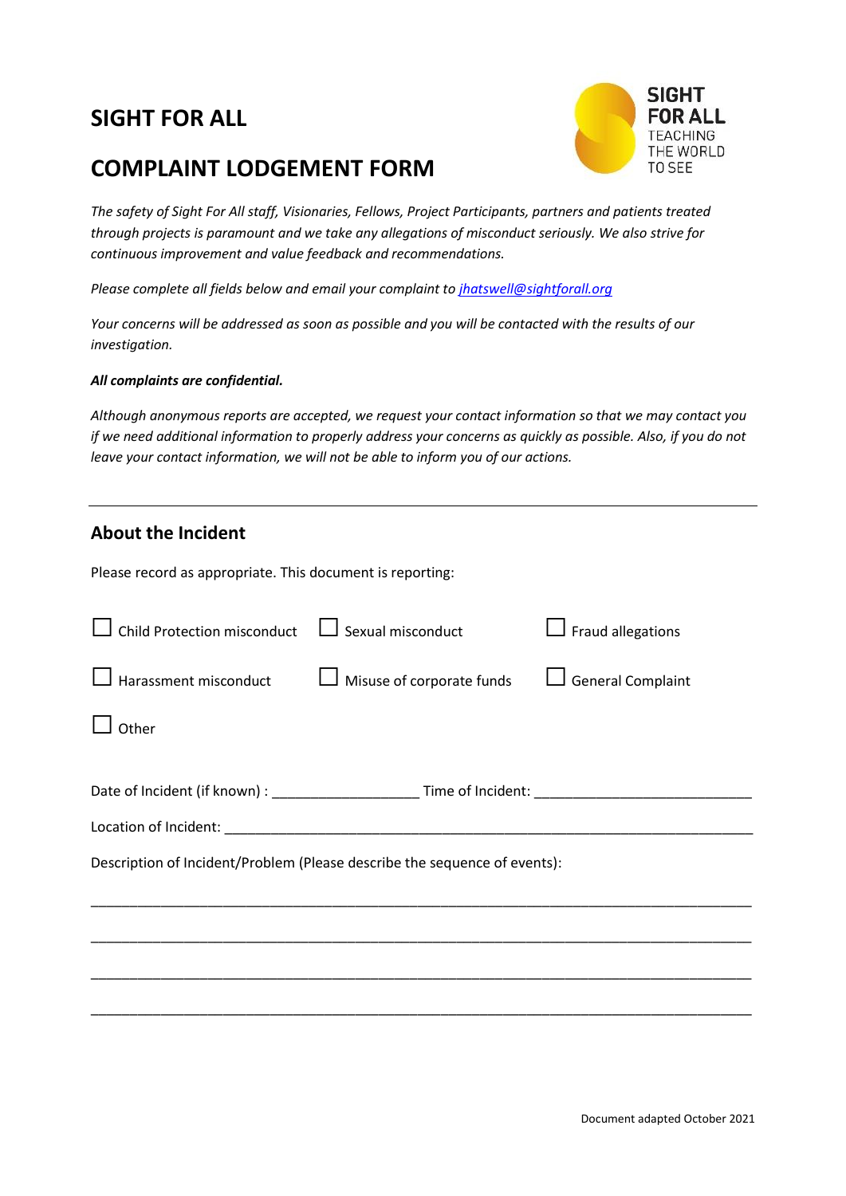# SIGHT FOR ALL

# COMPLAINT LODGEMENT FORM

*The safety of Sight For All staff, Visionaries, Fellows, Project Participants, partners and patients treated through projects is paramount and we take any allegations of misconduct seriously. We also strive for continuous improvement and value feedback and recommendations.*

*Please complete all fields below and email your complaint to [jhatswell@sightforall.org](mailto:jhatswell@sightforall.org)*

*Your concerns will be addressed as soon as possible and you will be contacted with the results of our investigation.*

***All complaints are confidential.***

*Although anonymous reports are accepted, we request your contact information so that we may contact you if we need additional information to properly address your concerns as quickly as possible. Also, if you do not leave your contact information, we will not be able to inform you of our actions.*

---

## About the Incident

Please record as appropriate. This document is reporting:

- ☐ Child Protection misconduct
- ☐ Sexual misconduct
- ☐ Fraud allegations
- ☐ Harassment misconduct
- ☐ Misuse of corporate funds
- ☐ General Complaint
- ☐ Other

Date of Incident (if known) : __________________ Time of Incident: ___________________________

Location of Incident: ___________________________________________________________________

Description of Incident/Problem (Please describe the sequence of events):

_______________________________________________________________________________

_______________________________________________________________________________

_______________________________________________________________________________

_______________________________________________________________________________

Document adapted October 2021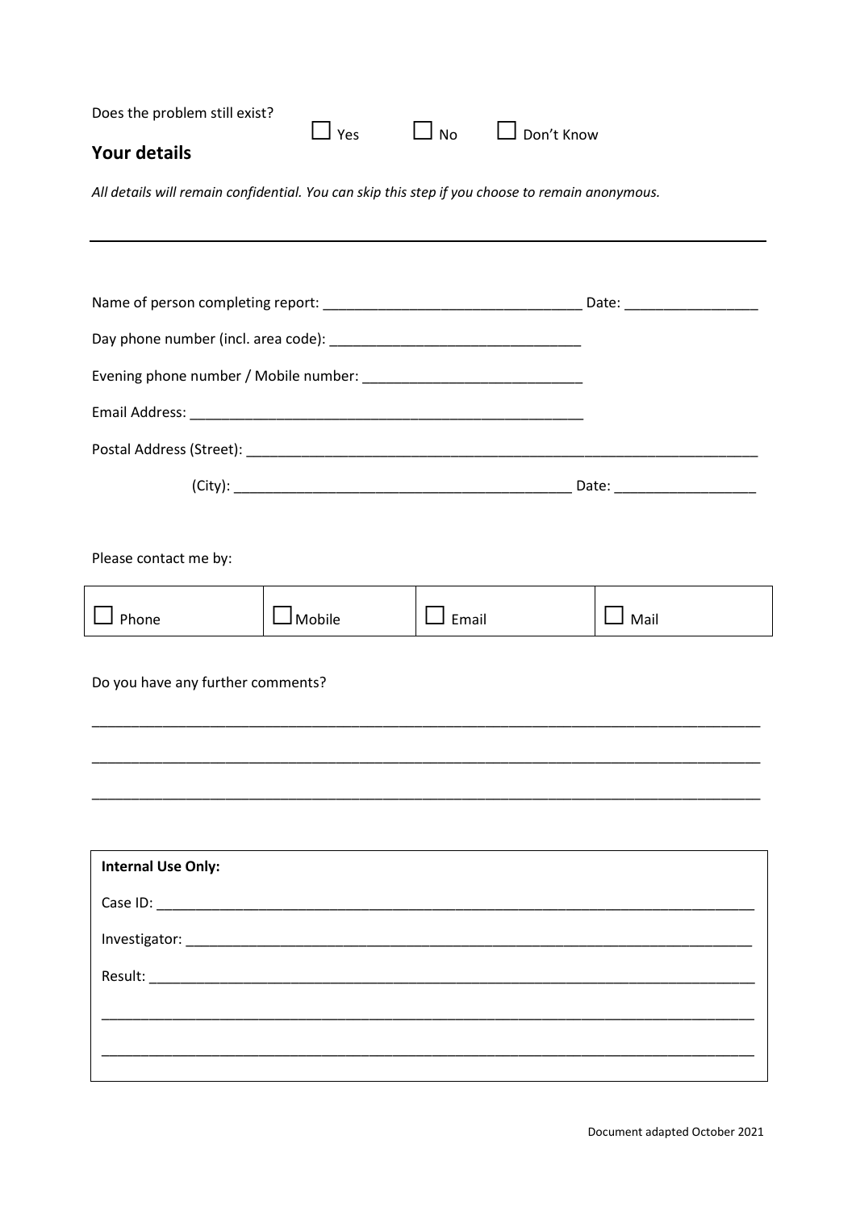Does the problem still exist? ☐ Yes ☐ No ☐ Don't Know

## Your details

*All details will remain confidential. You can skip this step if you choose to remain anonymous.*

---

Name of person completing report: _________________________________ Date: _________________

Day phone number (incl. area code): ________________________________

Evening phone number / Mobile number: ____________________________

Email Address: _____________________________________________________

Postal Address (Street): ____________________________________________________________________

(City): ___________________________________________ Date: __________________

Please contact me by:

| | | | |
|---|---|---|---|
| ☐ Phone | ☐ Mobile | ☐ Email | ☐ Mail |

Do you have any further comments?

_____________________________________________________________________________________

_____________________________________________________________________________________

_____________________________________________________________________________________

| |
|---|
| **Internal Use Only:** |
| Case ID: ___________________________________________________________________________ |
| Investigator: ______________________________________________________________________ |
| Result: ____________________________________________________________________________ |
| ____________________________________________________________________________________ |
| ____________________________________________________________________________________ |

Document adapted October 2021